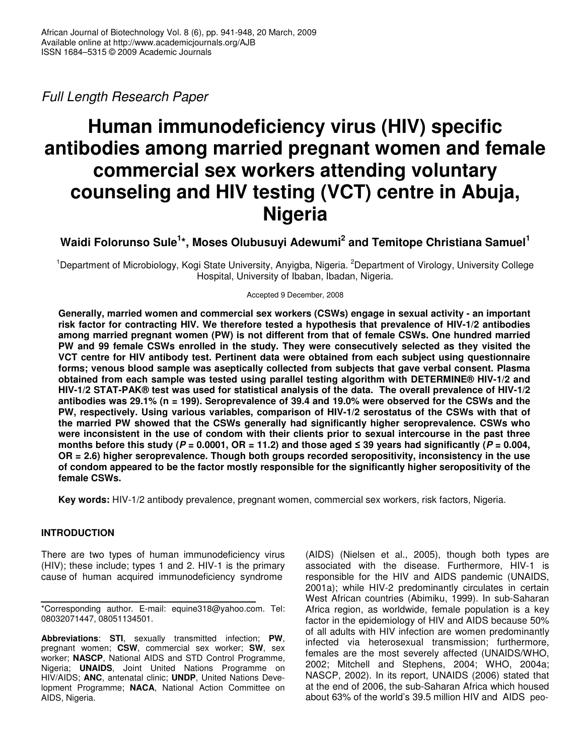*Full Length Research Paper*

# Human immunodeficiency virus (HIV) specific antibodies among married pregnant women and female commercial sex workers attending voluntary counseling and HIV testing (VCT) centre in Abuja, Nigeria

**Waidi Folorunso Sule[1]\*, Moses Olubusuyi Adewumi[2] and Temitope Christiana Samuel[1]**

[1]Department of Microbiology, Kogi State University, Anyigba, Nigeria. [2]Department of Virology, University College Hospital, University of Ibaban, Ibadan, Nigeria.

Accepted 9 December, 2008

**Generally, married women and commercial sex workers (CSWs) engage in sexual activity - an important risk factor for contracting HIV. We therefore tested a hypothesis that prevalence of HIV-1/2 antibodies among married pregnant women (PW) is not different from that of female CSWs. One hundred married PW and 99 female CSWs enrolled in the study. They were consecutively selected as they visited the VCT centre for HIV antibody test. Pertinent data were obtained from each subject using questionnaire forms; venous blood sample was aseptically collected from subjects that gave verbal consent. Plasma obtained from each sample was tested using parallel testing algorithm with DETERMINE® HIV-1/2 and HIV-1/2 STAT-PAK® test was used for statistical analysis of the data. The overall prevalence of HIV-1/2 antibodies was 29.1% (n = 199). Seroprevalence of 39.4 and 19.0% were observed for the CSWs and the PW, respectively. Using various variables, comparison of HIV-1/2 serostatus of the CSWs with that of the married PW showed that the CSWs generally had significantly higher seroprevalence. CSWs who were inconsistent in the use of condom with their clients prior to sexual intercourse in the past three months before this study (*P* = 0.0001, OR = 11.2) and those aged ≤ 39 years had significantly (*P* = 0.004, OR = 2.6) higher seroprevalence. Though both groups recorded seropositivity, inconsistency in the use of condom appeared to be the factor mostly responsible for the significantly higher seropositivity of the female CSWs.**

**Key words:** HIV-1/2 antibody prevalence, pregnant women, commercial sex workers, risk factors, Nigeria.

## INTRODUCTION

There are two types of human immunodeficiency virus (HIV); these include; types 1 and 2. HIV-1 is the primary cause of human acquired immunodeficiency syndrome (AIDS) (Nielsen et al., 2005), though both types are associated with the disease. Furthermore, HIV-1 is responsible for the HIV and AIDS pandemic (UNAIDS, 2001a); while HIV-2 predominantly circulates in certain West African countries (Abimiku, 1999). In sub-Saharan Africa region, as worldwide, female population is a key factor in the epidemiology of HIV and AIDS because 50% of all adults with HIV infection are women predominantly infected via heterosexual transmission; furthermore, females are the most severely affected (UNAIDS/WHO, 2002; Mitchell and Stephens, 2004; WHO, 2004a; NASCP, 2002). In its report, UNAIDS (2006) stated that at the end of 2006, the sub-Saharan Africa which housed about 63% of the world's 39.5 million HIV and AIDS peo-

\*Corresponding author. E-mail: equine318@yahoo.com. Tel: 08032071447, 08051134501.

**Abbreviations**: **STI**, sexually transmitted infection; **PW**, pregnant women; **CSW**, commercial sex worker; **SW**, sex worker; **NASCP**, National AIDS and STD Control Programme, Nigeria; **UNAIDS**, Joint United Nations Programme on HIV/AIDS; **ANC**, antenatal clinic; **UNDP**, United Nations Development Programme; **NACA**, National Action Committee on AIDS, Nigeria.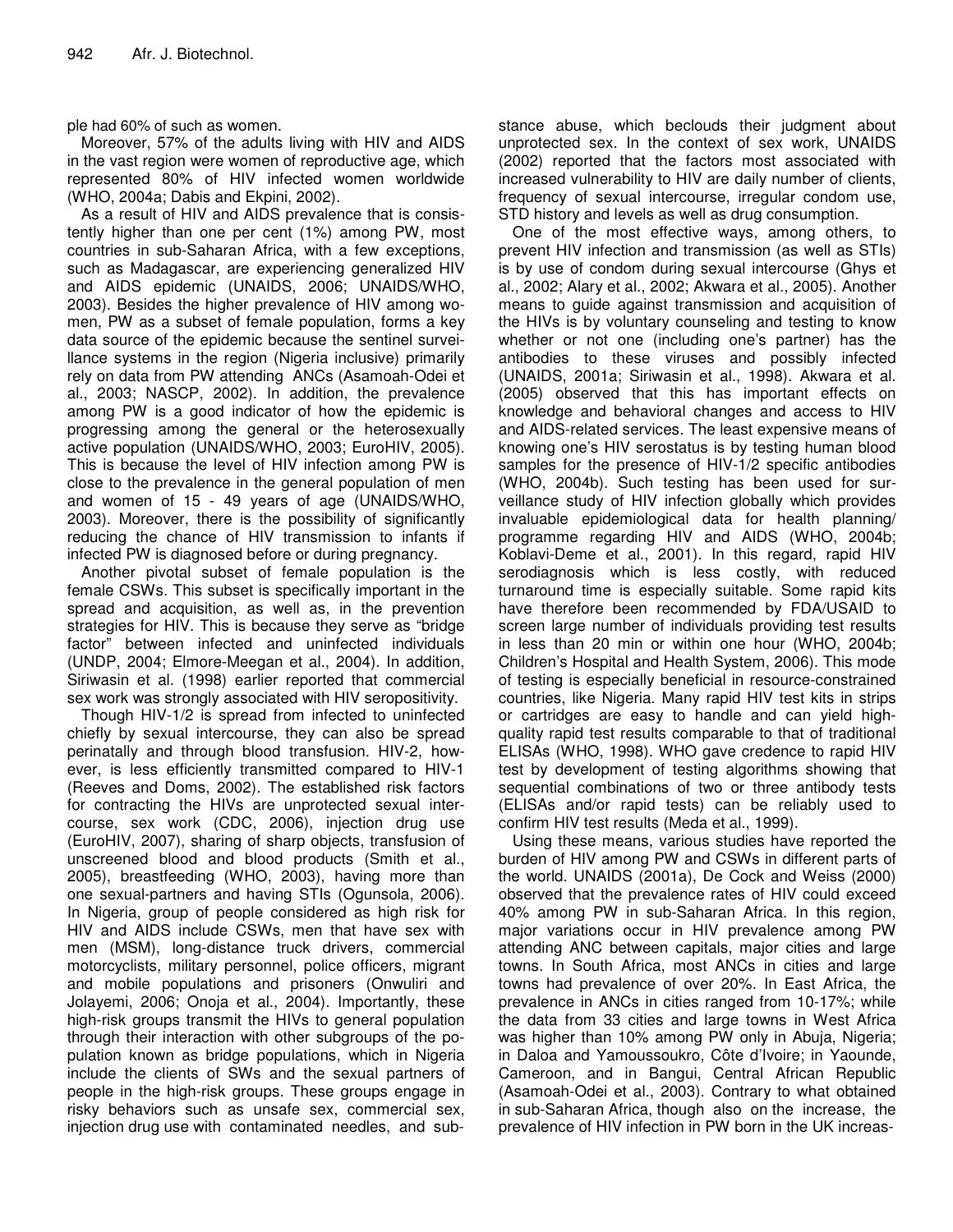ple had 60% of such as women.

Moreover, 57% of the adults living with HIV and AIDS in the vast region were women of reproductive age, which represented 80% of HIV infected women worldwide (WHO, 2004a; Dabis and Ekpini, 2002).

As a result of HIV and AIDS prevalence that is consistently higher than one per cent (1%) among PW, most countries in sub-Saharan Africa, with a few exceptions, such as Madagascar, are experiencing generalized HIV and AIDS epidemic (UNAIDS, 2006; UNAIDS/WHO, 2003). Besides the higher prevalence of HIV among women, PW as a subset of female population, forms a key data source of the epidemic because the sentinel surveillance systems in the region (Nigeria inclusive) primarily rely on data from PW attending ANCs (Asamoah-Odei et al., 2003; NASCP, 2002). In addition, the prevalence among PW is a good indicator of how the epidemic is progressing among the general or the heterosexually active population (UNAIDS/WHO, 2003; EuroHIV, 2005). This is because the level of HIV infection among PW is close to the prevalence in the general population of men and women of 15 - 49 years of age (UNAIDS/WHO, 2003). Moreover, there is the possibility of significantly reducing the chance of HIV transmission to infants if infected PW is diagnosed before or during pregnancy.

Another pivotal subset of female population is the female CSWs. This subset is specifically important in the spread and acquisition, as well as, in the prevention strategies for HIV. This is because they serve as "bridge factor" between infected and uninfected individuals (UNDP, 2004; Elmore-Meegan et al., 2004). In addition, Siriwasin et al. (1998) earlier reported that commercial sex work was strongly associated with HIV seropositivity.

Though HIV-1/2 is spread from infected to uninfected chiefly by sexual intercourse, they can also be spread perinatally and through blood transfusion. HIV-2, however, is less efficiently transmitted compared to HIV-1 (Reeves and Doms, 2002). The established risk factors for contracting the HIVs are unprotected sexual intercourse, sex work (CDC, 2006), injection drug use (EuroHIV, 2007), sharing of sharp objects, transfusion of unscreened blood and blood products (Smith et al., 2005), breastfeeding (WHO, 2003), having more than one sexual-partners and having STIs (Ogunsola, 2006). In Nigeria, group of people considered as high risk for HIV and AIDS include CSWs, men that have sex with men (MSM), long-distance truck drivers, commercial motorcyclists, military personnel, police officers, migrant and mobile populations and prisoners (Onwuliri and Jolayemi, 2006; Onoja et al., 2004). Importantly, these high-risk groups transmit the HIVs to general population through their interaction with other subgroups of the population known as bridge populations, which in Nigeria include the clients of SWs and the sexual partners of people in the high-risk groups. These groups engage in risky behaviors such as unsafe sex, commercial sex, injection drug use with contaminated needles, and substance abuse, which beclouds their judgment about unprotected sex. In the context of sex work, UNAIDS (2002) reported that the factors most associated with increased vulnerability to HIV are daily number of clients, frequency of sexual intercourse, irregular condom use, STD history and levels as well as drug consumption.

One of the most effective ways, among others, to prevent HIV infection and transmission (as well as STIs) is by use of condom during sexual intercourse (Ghys et al., 2002; Alary et al., 2002; Akwara et al., 2005). Another means to guide against transmission and acquisition of the HIVs is by voluntary counseling and testing to know whether or not one (including one's partner) has the antibodies to these viruses and possibly infected (UNAIDS, 2001a; Siriwasin et al., 1998). Akwara et al. (2005) observed that this has important effects on knowledge and behavioral changes and access to HIV and AIDS-related services. The least expensive means of knowing one's HIV serostatus is by testing human blood samples for the presence of HIV-1/2 specific antibodies (WHO, 2004b). Such testing has been used for surveillance study of HIV infection globally which provides invaluable epidemiological data for health planning/ programme regarding HIV and AIDS (WHO, 2004b; Koblavi-Deme et al., 2001). In this regard, rapid HIV serodiagnosis which is less costly, with reduced turnaround time is especially suitable. Some rapid kits have therefore been recommended by FDA/USAID to screen large number of individuals providing test results in less than 20 min or within one hour (WHO, 2004b; Children's Hospital and Health System, 2006). This mode of testing is especially beneficial in resource-constrained countries, like Nigeria. Many rapid HIV test kits in strips or cartridges are easy to handle and can yield high-quality rapid test results comparable to that of traditional ELISAs (WHO, 1998). WHO gave credence to rapid HIV test by development of testing algorithms showing that sequential combinations of two or three antibody tests (ELISAs and/or rapid tests) can be reliably used to confirm HIV test results (Meda et al., 1999).

Using these means, various studies have reported the burden of HIV among PW and CSWs in different parts of the world. UNAIDS (2001a), De Cock and Weiss (2000) observed that the prevalence rates of HIV could exceed 40% among PW in sub-Saharan Africa. In this region, major variations occur in HIV prevalence among PW attending ANC between capitals, major cities and large towns. In South Africa, most ANCs in cities and large towns had prevalence of over 20%. In East Africa, the prevalence in ANCs in cities ranged from 10-17%; while the data from 33 cities and large towns in West Africa was higher than 10% among PW only in Abuja, Nigeria; in Daloa and Yamoussoukro, Côte d'Ivoire; in Yaounde, Cameroon, and in Bangui, Central African Republic (Asamoah-Odei et al., 2003). Contrary to what obtained in sub-Saharan Africa, though also on the increase, the prevalence of HIV infection in PW born in the UK increas-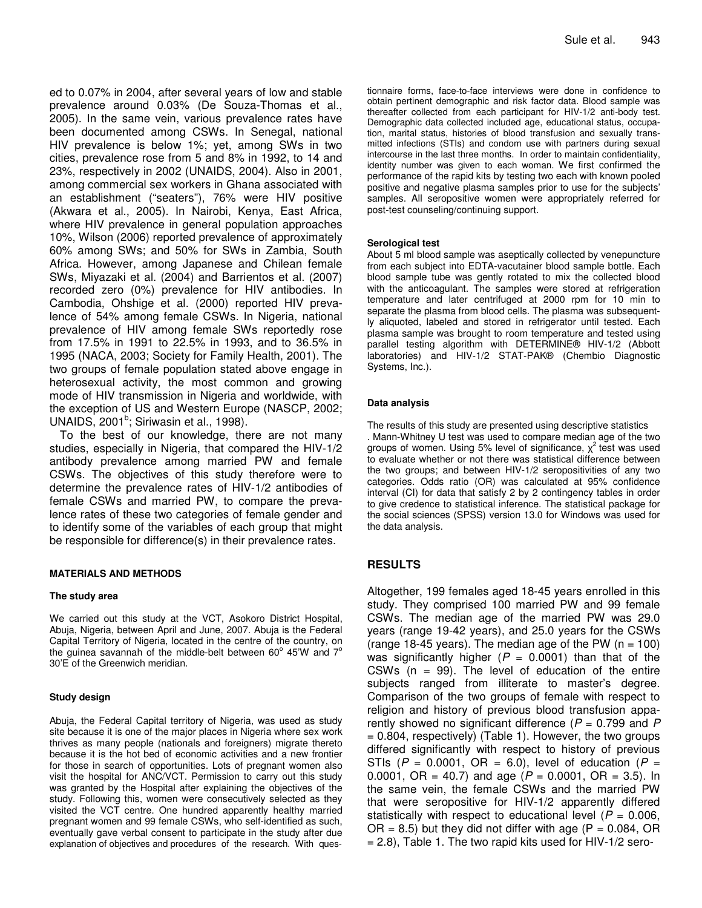ed to 0.07% in 2004, after several years of low and stable prevalence around 0.03% (De Souza-Thomas et al., 2005). In the same vein, various prevalence rates have been documented among CSWs. In Senegal, national HIV prevalence is below 1%; yet, among SWs in two cities, prevalence rose from 5 and 8% in 1992, to 14 and 23%, respectively in 2002 (UNAIDS, 2004). Also in 2001, among commercial sex workers in Ghana associated with an establishment ("seaters"), 76% were HIV positive (Akwara et al., 2005). In Nairobi, Kenya, East Africa, where HIV prevalence in general population approaches 10%, Wilson (2006) reported prevalence of approximately 60% among SWs; and 50% for SWs in Zambia, South Africa. However, among Japanese and Chilean female SWs, Miyazaki et al. (2004) and Barrientos et al. (2007) recorded zero (0%) prevalence for HIV antibodies. In Cambodia, Ohshige et al. (2000) reported HIV prevalence of 54% among female CSWs. In Nigeria, national prevalence of HIV among female SWs reportedly rose from 17.5% in 1991 to 22.5% in 1993, and to 36.5% in 1995 (NACA, 2003; Society for Family Health, 2001). The two groups of female population stated above engage in heterosexual activity, the most common and growing mode of HIV transmission in Nigeria and worldwide, with the exception of US and Western Europe (NASCP, 2002; UNAIDS, 2001[b]; Siriwasin et al., 1998).

To the best of our knowledge, there are not many studies, especially in Nigeria, that compared the HIV-1/2 antibody prevalence among married PW and female CSWs. The objectives of this study therefore were to determine the prevalence rates of HIV-1/2 antibodies of female CSWs and married PW, to compare the prevalence rates of these two categories of female gender and to identify some of the variables of each group that might be responsible for difference(s) in their prevalence rates.

## MATERIALS AND METHODS

### The study area

We carried out this study at the VCT, Asokoro District Hospital, Abuja, Nigeria, between April and June, 2007. Abuja is the Federal Capital Territory of Nigeria, located in the centre of the country, on the guinea savannah of the middle-belt between 60° 45'W and 7° 30'E of the Greenwich meridian.

### Study design

Abuja, the Federal Capital territory of Nigeria, was used as study site because it is one of the major places in Nigeria where sex work thrives as many people (nationals and foreigners) migrate thereto because it is the hot bed of economic activities and a new frontier for those in search of opportunities. Lots of pregnant women also visit the hospital for ANC/VCT. Permission to carry out this study was granted by the Hospital after explaining the objectives of the study. Following this, women were consecutively selected as they visited the VCT centre. One hundred apparently healthy married pregnant women and 99 female CSWs, who self-identified as such, eventually gave verbal consent to participate in the study after due explanation of objectives and procedures of the research. With questionnaire forms, face-to-face interviews were done in confidence to obtain pertinent demographic and risk factor data. Blood sample was thereafter collected from each participant for HIV-1/2 anti-body test. Demographic data collected included age, educational status, occupation, marital status, histories of blood transfusion and sexually transmitted infections (STIs) and condom use with partners during sexual intercourse in the last three months. In order to maintain confidentiality, identity number was given to each woman. We first confirmed the performance of the rapid kits by testing two each with known pooled positive and negative plasma samples prior to use for the subjects' samples. All seropositive women were appropriately referred for post-test counseling/continuing support.

### Serological test

About 5 ml blood sample was aseptically collected by venepuncture from each subject into EDTA-vacutainer blood sample bottle. Each blood sample tube was gently rotated to mix the collected blood with the anticoagulant. The samples were stored at refrigeration temperature and later centrifuged at 2000 rpm for 10 min to separate the plasma from blood cells. The plasma was subsequently aliquoted, labeled and stored in refrigerator until tested. Each plasma sample was brought to room temperature and tested using parallel testing algorithm with DETERMINE® HIV-1/2 (Abbott laboratories) and HIV-1/2 STAT-PAK® (Chembio Diagnostic Systems, Inc.).

### Data analysis

The results of this study are presented using descriptive statistics. Mann-Whitney U test was used to compare median age of the two groups of women. Using 5% level of significance, $\chi^2$ test was used to evaluate whether or not there was statistical difference between the two groups; and between HIV-1/2 seropositivities of any two categories. Odds ratio (OR) was calculated at 95% confidence interval (CI) for data that satisfy 2 by 2 contingency tables in order to give credence to statistical inference. The statistical package for the social sciences (SPSS) version 13.0 for Windows was used for the data analysis.

## RESULTS

Altogether, 199 females aged 18-45 years enrolled in this study. They comprised 100 married PW and 99 female CSWs. The median age of the married PW was 29.0 years (range 19-42 years), and 25.0 years for the CSWs (range 18-45 years). The median age of the PW (n = 100) was significantly higher ($P$ = 0.0001) than that of the CSWs (n = 99). The level of education of the entire subjects ranged from illiterate to master's degree. Comparison of the two groups of female with respect to religion and history of previous blood transfusion apparently showed no significant difference ($P$ = 0.799 and $P$ = 0.804, respectively) (Table 1). However, the two groups differed significantly with respect to history of previous STIs ($P$ = 0.0001, OR = 6.0), level of education ($P$ = 0.0001, OR = 40.7) and age ($P$ = 0.0001, OR = 3.5). In the same vein, the female CSWs and the married PW that were seropositive for HIV-1/2 apparently differed statistically with respect to educational level ($P$ = 0.006, OR = 8.5) but they did not differ with age (P = 0.084, OR = 2.8), Table 1. The two rapid kits used for HIV-1/2 sero-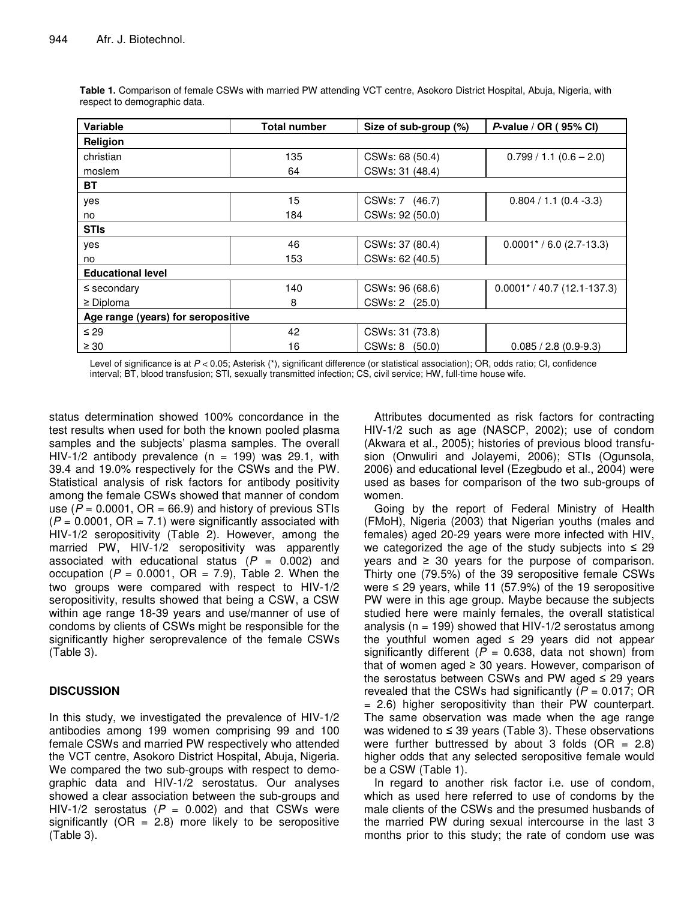**Table 1.** Comparison of female CSWs with married PW attending VCT centre, Asokoro District Hospital, Abuja, Nigeria, with respect to demographic data.

| Variable | Total number | Size of sub-group (%) | *P*-value / OR ( 95% CI) |
|---|---|---|---|
| **Religion** | | | |
| christian | 135 | CSWs: 68 (50.4) | 0.799 / 1.1 (0.6 – 2.0) |
| moslem | 64 | CSWs: 31 (48.4) | |
| **BT** | | | |
| yes | 15 | CSWs: 7 (46.7) | 0.804 / 1.1 (0.4 -3.3) |
| no | 184 | CSWs: 92 (50.0) | |
| **STIs** | | | |
| yes | 46 | CSWs: 37 (80.4) | 0.0001* / 6.0 (2.7-13.3) |
| no | 153 | CSWs: 62 (40.5) | |
| **Educational level** | | | |
| ≤ secondary | 140 | CSWs: 96 (68.6) | 0.0001* / 40.7 (12.1-137.3) |
| ≥ Diploma | 8 | CSWs: 2 (25.0) | |
| **Age range (years) for seropositive** | | | |
| ≤ 29 | 42 | CSWs: 31 (73.8) | |
| ≥ 30 | 16 | CSWs: 8 (50.0) | 0.085 / 2.8 (0.9-9.3) |

Level of significance is at $P < 0.05$; Asterisk (*), significant difference (or statistical association); OR, odds ratio; CI, confidence interval; BT, blood transfusion; STI, sexually transmitted infection; CS, civil service; HW, full-time house wife.

status determination showed 100% concordance in the test results when used for both the known pooled plasma samples and the subjects' plasma samples. The overall HIV-1/2 antibody prevalence (n = 199) was 29.1, with 39.4 and 19.0% respectively for the CSWs and the PW. Statistical analysis of risk factors for antibody positivity among the female CSWs showed that manner of condom use ($P = 0.0001$, OR = 66.9) and history of previous STIs ($P = 0.0001$, OR = 7.1) were significantly associated with HIV-1/2 seropositivity (Table 2). However, among the married PW, HIV-1/2 seropositivity was apparently associated with educational status ($P = 0.002$) and occupation ($P = 0.0001$, OR = 7.9), Table 2. When the two groups were compared with respect to HIV-1/2 seropositivity, results showed that being a CSW, a CSW within age range 18-39 years and use/manner of use of condoms by clients of CSWs might be responsible for the significantly higher seroprevalence of the female CSWs (Table 3).

## DISCUSSION

In this study, we investigated the prevalence of HIV-1/2 antibodies among 199 women comprising 99 and 100 female CSWs and married PW respectively who attended the VCT centre, Asokoro District Hospital, Abuja, Nigeria. We compared the two sub-groups with respect to demographic data and HIV-1/2 serostatus. Our analyses showed a clear association between the sub-groups and HIV-1/2 serostatus ($P = 0.002$) and that CSWs were significantly (OR = 2.8) more likely to be seropositive (Table 3).

Attributes documented as risk factors for contracting HIV-1/2 such as age (NASCP, 2002); use of condom (Akwara et al., 2005); histories of previous blood transfusion (Onwuliri and Jolayemi, 2006); STIs (Ogunsola, 2006) and educational level (Ezegbudo et al., 2004) were used as bases for comparison of the two sub-groups of women.

Going by the report of Federal Ministry of Health (FMoH), Nigeria (2003) that Nigerian youths (males and females) aged 20-29 years were more infected with HIV, we categorized the age of the study subjects into ≤ 29 years and ≥ 30 years for the purpose of comparison. Thirty one (79.5%) of the 39 seropositive female CSWs were ≤ 29 years, while 11 (57.9%) of the 19 seropositive PW were in this age group. Maybe because the subjects studied here were mainly females, the overall statistical analysis (n = 199) showed that HIV-1/2 serostatus among the youthful women aged ≤ 29 years did not appear significantly different ($P = 0.638$, data not shown) from that of women aged ≥ 30 years. However, comparison of the serostatus between CSWs and PW aged ≤ 29 years revealed that the CSWs had significantly ($P = 0.017$; OR = 2.6) higher seropositivity than their PW counterpart. The same observation was made when the age range was widened to ≤ 39 years (Table 3). These observations were further buttressed by about 3 folds (OR = 2.8) higher odds that any selected seropositive female would be a CSW (Table 1).

In regard to another risk factor i.e. use of condom, which as used here referred to use of condoms by the male clients of the CSWs and the presumed husbands of the married PW during sexual intercourse in the last 3 months prior to this study; the rate of condom use was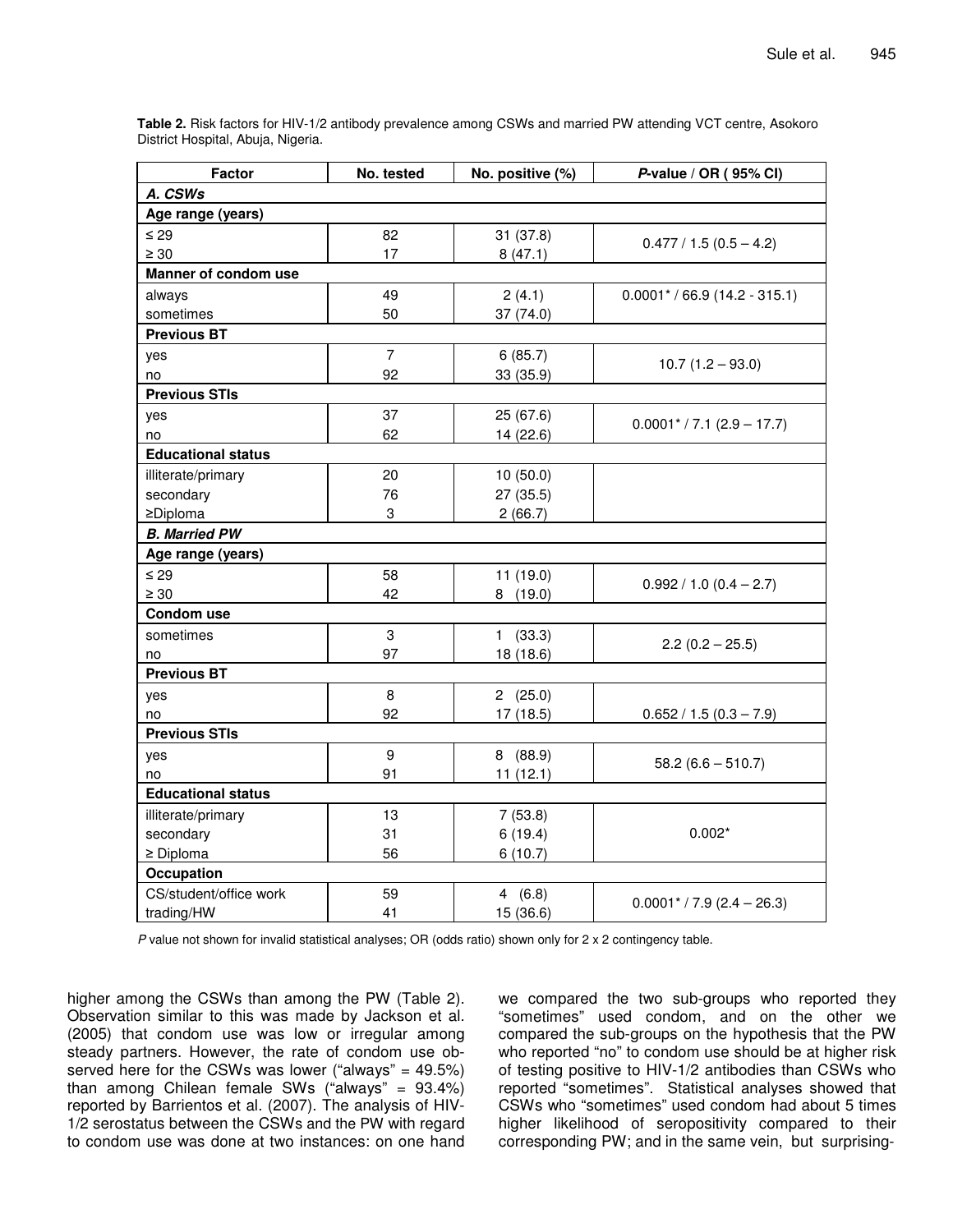**Table 2.** Risk factors for HIV-1/2 antibody prevalence among CSWs and married PW attending VCT centre, Asokoro District Hospital, Abuja, Nigeria.

| Factor | No. tested | No. positive (%) | *P*-value / OR ( 95% CI) |
|---|---|---|---|
| ***A. CSWs*** | | | |
| **Age range (years)** | | | |
| ≤ 29 | 82 | 31 (37.8) | 0.477 / 1.5 (0.5 – 4.2) |
| ≥ 30 | 17 | 8 (47.1) | |
| **Manner of condom use** | | | |
| always | 49 | 2 (4.1) | 0.0001* / 66.9 (14.2 - 315.1) |
| sometimes | 50 | 37 (74.0) | |
| **Previous BT** | | | |
| yes | 7 | 6 (85.7) | 10.7 (1.2 – 93.0) |
| no | 92 | 33 (35.9) | |
| **Previous STIs** | | | |
| yes | 37 | 25 (67.6) | 0.0001* / 7.1 (2.9 – 17.7) |
| no | 62 | 14 (22.6) | |
| **Educational status** | | | |
| illiterate/primary | 20 | 10 (50.0) | |
| secondary | 76 | 27 (35.5) | |
| ≥Diploma | 3 | 2 (66.7) | |
| ***B. Married PW*** | | | |
| **Age range (years)** | | | |
| ≤ 29 | 58 | 11 (19.0) | 0.992 / 1.0 (0.4 – 2.7) |
| ≥ 30 | 42 | 8 (19.0) | |
| **Condom use** | | | |
| sometimes | 3 | 1 (33.3) | 2.2 (0.2 – 25.5) |
| no | 97 | 18 (18.6) | |
| **Previous BT** | | | |
| yes | 8 | 2 (25.0) | |
| no | 92 | 17 (18.5) | 0.652 / 1.5 (0.3 – 7.9) |
| **Previous STIs** | | | |
| yes | 9 | 8 (88.9) | 58.2 (6.6 – 510.7) |
| no | 91 | 11 (12.1) | |
| **Educational status** | | | |
| illiterate/primary | 13 | 7 (53.8) | 0.002* |
| secondary | 31 | 6 (19.4) | |
| ≥ Diploma | 56 | 6 (10.7) | |
| **Occupation** | | | |
| CS/student/office work | 59 | 4 (6.8) | 0.0001* / 7.9 (2.4 – 26.3) |
| trading/HW | 41 | 15 (36.6) | |

*P* value not shown for invalid statistical analyses; OR (odds ratio) shown only for 2 x 2 contingency table.

higher among the CSWs than among the PW (Table 2). Observation similar to this was made by Jackson et al. (2005) that condom use was low or irregular among steady partners. However, the rate of condom use observed here for the CSWs was lower ("always" = 49.5%) than among Chilean female SWs ("always" = 93.4%) reported by Barrientos et al. (2007). The analysis of HIV-1/2 serostatus between the CSWs and the PW with regard to condom use was done at two instances: on one hand we compared the two sub-groups who reported they "sometimes" used condom, and on the other we compared the sub-groups on the hypothesis that the PW who reported "no" to condom use should be at higher risk of testing positive to HIV-1/2 antibodies than CSWs who reported "sometimes". Statistical analyses showed that CSWs who "sometimes" used condom had about 5 times higher likelihood of seropositivity compared to their corresponding PW; and in the same vein, but surprising-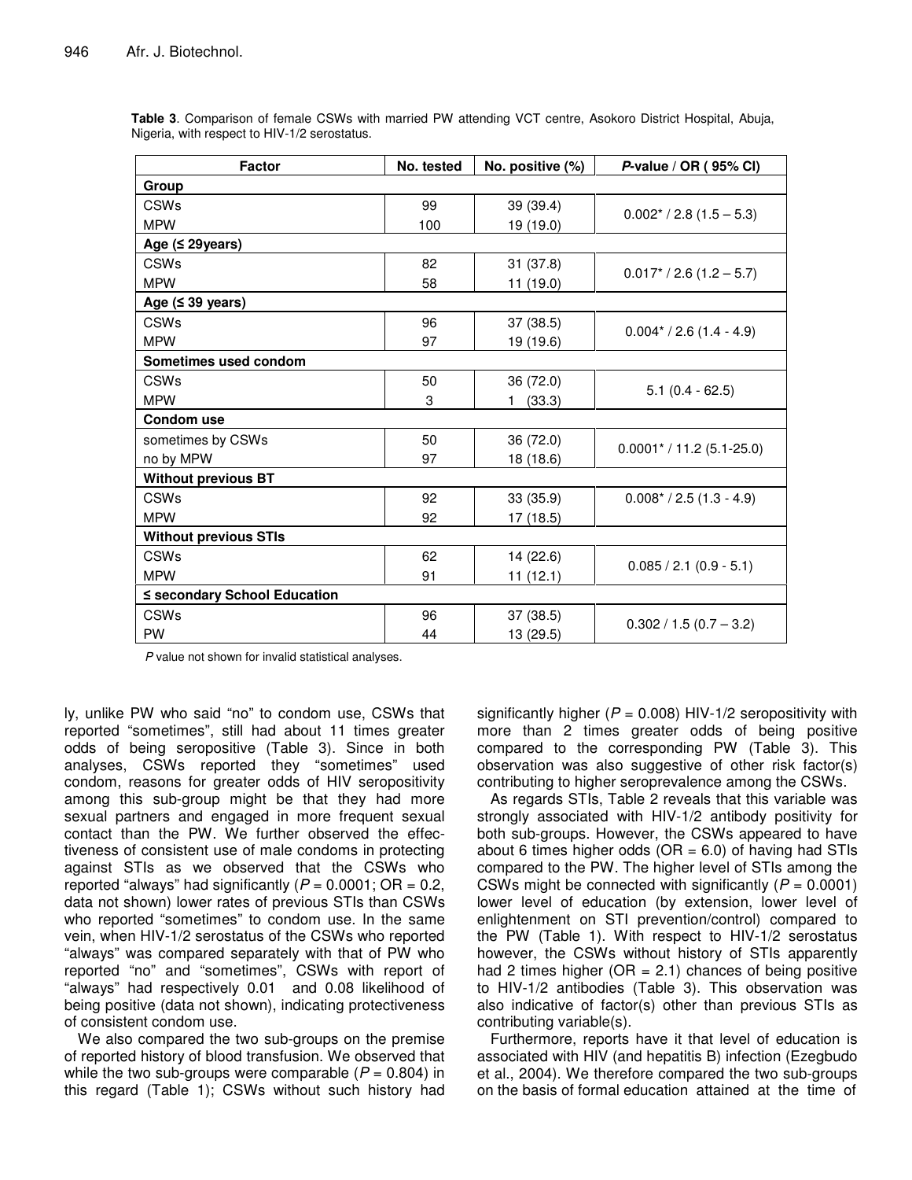**Table 3**. Comparison of female CSWs with married PW attending VCT centre, Asokoro District Hospital, Abuja, Nigeria, with respect to HIV-1/2 serostatus.

| Factor | No. tested | No. positive (%) | *P*-value / OR ( 95% CI) |
|---|---|---|---|
| **Group** | | | |
| CSWs | 99 | 39 (39.4) | 0.002* / 2.8 (1.5 – 5.3) |
| MPW | 100 | 19 (19.0) | |
| **Age (≤ 29years)** | | | |
| CSWs | 82 | 31 (37.8) | 0.017* / 2.6 (1.2 – 5.7) |
| MPW | 58 | 11 (19.0) | |
| **Age (≤ 39 years)** | | | |
| CSWs | 96 | 37 (38.5) | 0.004* / 2.6 (1.4 - 4.9) |
| MPW | 97 | 19 (19.6) | |
| **Sometimes used condom** | | | |
| CSWs | 50 | 36 (72.0) | 5.1 (0.4 - 62.5) |
| MPW | 3 | 1 (33.3) | |
| **Condom use** | | | |
| sometimes by CSWs | 50 | 36 (72.0) | 0.0001* / 11.2 (5.1-25.0) |
| no by MPW | 97 | 18 (18.6) | |
| **Without previous BT** | | | |
| CSWs | 92 | 33 (35.9) | 0.008* / 2.5 (1.3 - 4.9) |
| MPW | 92 | 17 (18.5) | |
| **Without previous STIs** | | | |
| CSWs | 62 | 14 (22.6) | 0.085 / 2.1 (0.9 - 5.1) |
| MPW | 91 | 11 (12.1) | |
| **≤ secondary School Education** | | | |
| CSWs | 96 | 37 (38.5) | 0.302 / 1.5 (0.7 – 3.2) |
| PW | 44 | 13 (29.5) | |

*P* value not shown for invalid statistical analyses.

ly, unlike PW who said "no" to condom use, CSWs that reported "sometimes", still had about 11 times greater odds of being seropositive (Table 3). Since in both analyses, CSWs reported they "sometimes" used condom, reasons for greater odds of HIV seropositivity among this sub-group might be that they had more sexual partners and engaged in more frequent sexual contact than the PW. We further observed the effectiveness of consistent use of male condoms in protecting against STIs as we observed that the CSWs who reported "always" had significantly ($P$ = 0.0001; OR = 0.2, data not shown) lower rates of previous STIs than CSWs who reported "sometimes" to condom use. In the same vein, when HIV-1/2 serostatus of the CSWs who reported "always" was compared separately with that of PW who reported "no" and "sometimes", CSWs with report of "always" had respectively 0.01 and 0.08 likelihood of being positive (data not shown), indicating protectiveness of consistent condom use.

We also compared the two sub-groups on the premise of reported history of blood transfusion. We observed that while the two sub-groups were comparable ($P$ = 0.804) in this regard (Table 1); CSWs without such history had significantly higher ($P$ = 0.008) HIV-1/2 seropositivity with more than 2 times greater odds of being positive compared to the corresponding PW (Table 3). This observation was also suggestive of other risk factor(s) contributing to higher seroprevalence among the CSWs.

As regards STIs, Table 2 reveals that this variable was strongly associated with HIV-1/2 antibody positivity for both sub-groups. However, the CSWs appeared to have about 6 times higher odds (OR = 6.0) of having had STIs compared to the PW. The higher level of STIs among the CSWs might be connected with significantly ($P$ = 0.0001) lower level of education (by extension, lower level of enlightenment on STI prevention/control) compared to the PW (Table 1). With respect to HIV-1/2 serostatus however, the CSWs without history of STIs apparently had 2 times higher (OR = 2.1) chances of being positive to HIV-1/2 antibodies (Table 3). This observation was also indicative of factor(s) other than previous STIs as contributing variable(s).

Furthermore, reports have it that level of education is associated with HIV (and hepatitis B) infection (Ezegbudo et al., 2004). We therefore compared the two sub-groups on the basis of formal education attained at the time of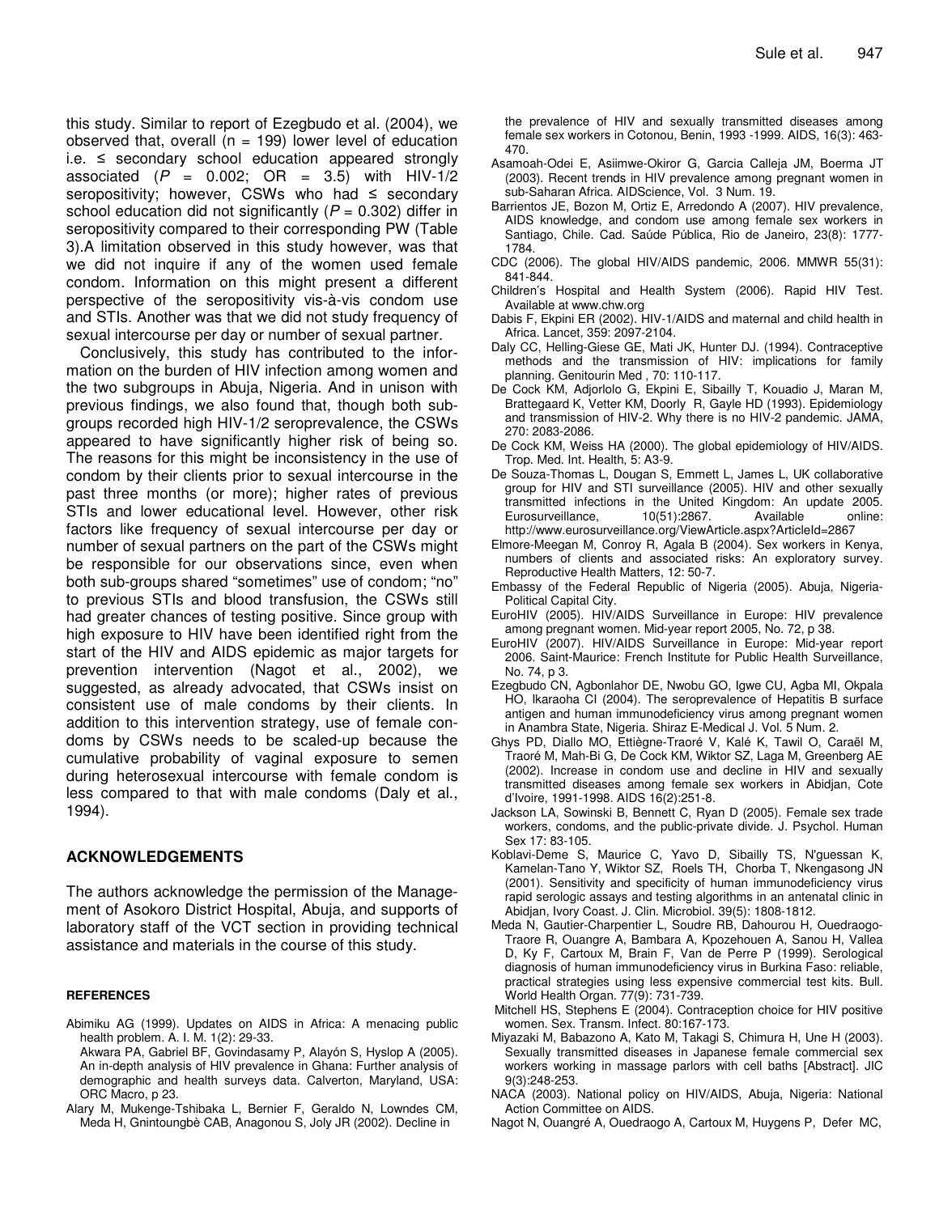this study. Similar to report of Ezegbudo et al. (2004), we observed that, overall (n = 199) lower level of education i.e. ≤ secondary school education appeared strongly associated ($P$ = 0.002; OR = 3.5) with HIV-1/2 seropositivity; however, CSWs who had ≤ secondary school education did not significantly ($P$ = 0.302) differ in seropositivity compared to their corresponding PW (Table 3).A limitation observed in this study however, was that we did not inquire if any of the women used female condom. Information on this might present a different perspective of the seropositivity vis-à-vis condom use and STIs. Another was that we did not study frequency of sexual intercourse per day or number of sexual partner.

Conclusively, this study has contributed to the information on the burden of HIV infection among women and the two subgroups in Abuja, Nigeria. And in unison with previous findings, we also found that, though both subgroups recorded high HIV-1/2 seroprevalence, the CSWs appeared to have significantly higher risk of being so. The reasons for this might be inconsistency in the use of condom by their clients prior to sexual intercourse in the past three months (or more); higher rates of previous STIs and lower educational level. However, other risk factors like frequency of sexual intercourse per day or number of sexual partners on the part of the CSWs might be responsible for our observations since, even when both sub-groups shared "sometimes" use of condom; "no" to previous STIs and blood transfusion, the CSWs still had greater chances of testing positive. Since group with high exposure to HIV have been identified right from the start of the HIV and AIDS epidemic as major targets for prevention intervention (Nagot et al., 2002), we suggested, as already advocated, that CSWs insist on consistent use of male condoms by their clients. In addition to this intervention strategy, use of female condoms by CSWs needs to be scaled-up because the cumulative probability of vaginal exposure to semen during heterosexual intercourse with female condom is less compared to that with male condoms (Daly et al., 1994).

## ACKNOWLEDGEMENTS

The authors acknowledge the permission of the Management of Asokoro District Hospital, Abuja, and supports of laboratory staff of the VCT section in providing technical assistance and materials in the course of this study.

### REFERENCES

Abimiku AG (1999). Updates on AIDS in Africa: A menacing public health problem. A. I. M. 1(2): 29-33.

Akwara PA, Gabriel BF, Govindasamy P, Alayón S, Hyslop A (2005). An in-depth analysis of HIV prevalence in Ghana: Further analysis of demographic and health surveys data. Calverton, Maryland, USA: ORC Macro, p 23.

Alary M, Mukenge-Tshibaka L, Bernier F, Geraldo N, Lowndes CM, Meda H, Gnintoungbè CAB, Anagonou S, Joly JR (2002). Decline in the prevalence of HIV and sexually transmitted diseases among female sex workers in Cotonou, Benin, 1993 -1999. AIDS, 16(3): 463-470.

Asamoah-Odei E, Asiimwe-Okiror G, Garcia Calleja JM, Boerma JT (2003). Recent trends in HIV prevalence among pregnant women in sub-Saharan Africa. AIDScience, Vol. 3 Num. 19.

Barrientos JE, Bozon M, Ortiz E, Arredondo A (2007). HIV prevalence, AIDS knowledge, and condom use among female sex workers in Santiago, Chile. Cad. Saúde Pública, Rio de Janeiro, 23(8): 1777-1784.

CDC (2006). The global HIV/AIDS pandemic, 2006. MMWR 55(31): 841-844.

Children's Hospital and Health System (2006). Rapid HIV Test. Available at www.chw.org

Dabis F, Ekpini ER (2002). HIV-1/AIDS and maternal and child health in Africa. Lancet, 359: 2097-2104.

Daly CC, Helling-Giese GE, Mati JK, Hunter DJ. (1994). Contraceptive methods and the transmission of HIV: implications for family planning. Genitourin Med , 70: 110-117.

De Cock KM, Adjorlolo G, Ekpini E, Sibailly T, Kouadio J, Maran M, Brattegaard K, Vetter KM, Doorly R, Gayle HD (1993). Epidemiology and transmission of HIV-2. Why there is no HIV-2 pandemic. JAMA, 270: 2083-2086.

De Cock KM, Weiss HA (2000). The global epidemiology of HIV/AIDS. Trop. Med. Int. Health, 5: A3-9.

De Souza-Thomas L, Dougan S, Emmett L, James L, UK collaborative group for HIV and STI surveillance (2005). HIV and other sexually transmitted infections in the United Kingdom: An update 2005. Eurosurveillance, 10(51):2867. Available online: http://www.eurosurveillance.org/ViewArticle.aspx?ArticleId=2867

Elmore-Meegan M, Conroy R, Agala B (2004). Sex workers in Kenya, numbers of clients and associated risks: An exploratory survey. Reproductive Health Matters, 12: 50-7.

Embassy of the Federal Republic of Nigeria (2005). Abuja, Nigeria- Political Capital City.

EuroHIV (2005). HIV/AIDS Surveillance in Europe: HIV prevalence among pregnant women. Mid-year report 2005, No. 72, p 38.

EuroHIV (2007). HIV/AIDS Surveillance in Europe: Mid-year report 2006. Saint-Maurice: French Institute for Public Health Surveillance, No. 74, p 3.

Ezegbudo CN, Agbonlahor DE, Nwobu GO, Igwe CU, Agba MI, Okpala HO, Ikaraoha CI (2004). The seroprevalence of Hepatitis B surface antigen and human immunodeficiency virus among pregnant women in Anambra State, Nigeria. Shiraz E-Medical J. Vol. 5 Num. 2.

Ghys PD, Diallo MO, Ettiègne-Traoré V, Kalé K, Tawil O, Caraël M, Traoré M, Mah-Bi G, De Cock KM, Wiktor SZ, Laga M, Greenberg AE (2002). Increase in condom use and decline in HIV and sexually transmitted diseases among female sex workers in Abidjan, Cote d'Ivoire, 1991-1998. AIDS 16(2):251-8.

Jackson LA, Sowinski B, Bennett C, Ryan D (2005). Female sex trade workers, condoms, and the public-private divide. J. Psychol. Human Sex 17: 83-105.

Koblavi-Deme S, Maurice C, Yavo D, Sibailly TS, N'guessan K, Kamelan-Tano Y, Wiktor SZ, Roels TH, Chorba T, Nkengasong JN (2001). Sensitivity and specificity of human immunodeficiency virus rapid serologic assays and testing algorithms in an antenatal clinic in Abidjan, Ivory Coast. J. Clin. Microbiol. 39(5): 1808-1812.

Meda N, Gautier-Charpentier L, Soudre RB, Dahourou H, Ouedraogo-Traore R, Ouangre A, Bambara A, Kpozehouen A, Sanou H, Vallea D, Ky F, Cartoux M, Brain F, Van de Perre P (1999). Serological diagnosis of human immunodeficiency virus in Burkina Faso: reliable, practical strategies using less expensive commercial test kits. Bull. World Health Organ. 77(9): 731-739.

Mitchell HS, Stephens E (2004). Contraception choice for HIV positive women. Sex. Transm. Infect. 80:167-173.

Miyazaki M, Babazono A, Kato M, Takagi S, Chimura H, Une H (2003). Sexually transmitted diseases in Japanese female commercial sex workers working in massage parlors with cell baths [Abstract]. JIC 9(3):248-253.

NACA (2003). National policy on HIV/AIDS, Abuja, Nigeria: National Action Committee on AIDS.

Nagot N, Ouangré A, Ouedraogo A, Cartoux M, Huygens P, Defer MC,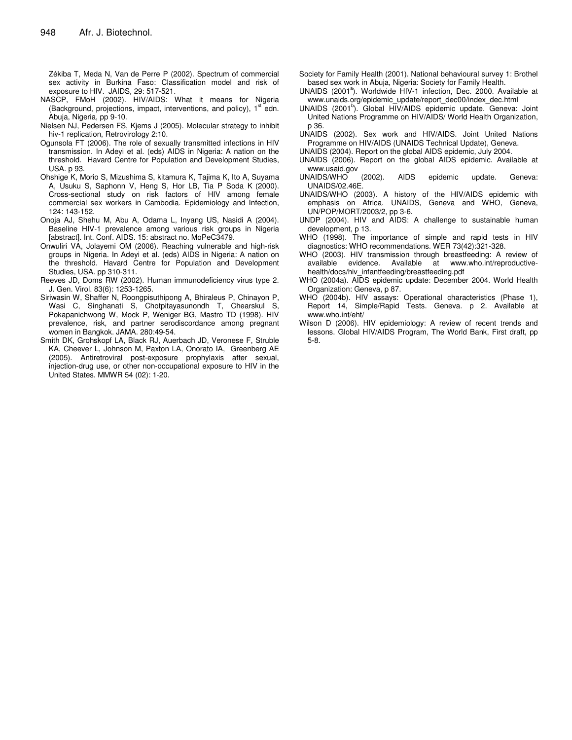Zékiba T, Meda N, Van de Perre P (2002). Spectrum of commercial sex activity in Burkina Faso: Classification model and risk of exposure to HIV. JAIDS, 29: 517-521.

NASCP, FMoH (2002). HIV/AIDS: What it means for Nigeria (Background, projections, impact, interventions, and policy), 1st edn. Abuja, Nigeria, pp 9-10.

Nielsen NJ, Pedersen FS, Kjems J (2005). Molecular strategy to inhibit hiv-1 replication, Retrovirology 2:10.

Ogunsola FT (2006). The role of sexually transmitted infections in HIV transmission. In Adeyi et al. (eds) AIDS in Nigeria: A nation on the threshold. Havard Centre for Population and Development Studies, USA. p 93.

Ohshige K, Morio S, Mizushima S, kitamura K, Tajima K, Ito A, Suyama A, Usuku S, Saphonn V, Heng S, Hor LB, Tia P Soda K (2000). Cross-sectional study on risk factors of HIV among female commercial sex workers in Cambodia. Epidemiology and Infection, 124: 143-152.

Onoja AJ, Shehu M, Abu A, Odama L, Inyang US, Nasidi A (2004). Baseline HIV-1 prevalence among various risk groups in Nigeria [abstract]. Int. Conf. AIDS. 15: abstract no. MoPeC3479.

Onwuliri VA, Jolayemi OM (2006). Reaching vulnerable and high-risk groups in Nigeria. In Adeyi et al. (eds) AIDS in Nigeria: A nation on the threshold. Havard Centre for Population and Development Studies, USA. pp 310-311.

Reeves JD, Doms RW (2002). Human immunodeficiency virus type 2. J. Gen. Virol. 83(6): 1253-1265.

Siriwasin W, Shaffer N, Roongpisuthipong A, Bhiraleus P, Chinayon P, Wasi C, Singhanati S, Chotpitayasunondh T, Chearskul S, Pokapanichwong W, Mock P, Weniger BG, Mastro TD (1998). HIV prevalence, risk, and partner serodiscordance among pregnant women in Bangkok. JAMA. 280:49-54.

Smith DK, Grohskopf LA, Black RJ, Auerbach JD, Veronese F, Struble KA, Cheever L, Johnson M, Paxton LA, Onorato IA, Greenberg AE (2005). Antiretroviral post-exposure prophylaxis after sexual, injection-drug use, or other non-occupational exposure to HIV in the United States. MMWR 54 (02): 1-20.

Society for Family Health (2001). National behavioural survey 1: Brothel based sex work in Abuja, Nigeria: Society for Family Health.

UNAIDS (2001[a]). Worldwide HIV-1 infection, Dec. 2000. Available at www.unaids.org/epidemic_update/report_dec00/index_dec.html

UNAIDS (2001[b]). Global HIV/AIDS epidemic update. Geneva: Joint United Nations Programme on HIV/AIDS/ World Health Organization, p 36.

UNAIDS (2002). Sex work and HIV/AIDS. Joint United Nations Programme on HIV/AIDS (UNAIDS Technical Update), Geneva.

UNAIDS (2004). Report on the global AIDS epidemic, July 2004.

UNAIDS (2006). Report on the global AIDS epidemic. Available at www.usaid.gov

UNAIDS/WHO (2002). AIDS epidemic update. Geneva: UNAIDS/02.46E.

UNAIDS/WHO (2003). A history of the HIV/AIDS epidemic with emphasis on Africa. UNAIDS, Geneva and WHO, Geneva, UN/POP/MORT/2003/2, pp 3-6.

UNDP (2004). HIV and AIDS: A challenge to sustainable human development, p 13.

WHO (1998). The importance of simple and rapid tests in HIV diagnostics: WHO recommendations. WER 73(42):321-328.

WHO (2003). HIV transmission through breastfeeding: A review of available evidence. Available at www.who.int/reproductive-health/docs/hiv_infantfeeding/breastfeeding.pdf

WHO (2004a). AIDS epidemic update: December 2004. World Health Organization: Geneva, p 87.

WHO (2004b). HIV assays: Operational characteristics (Phase 1), Report 14, Simple/Rapid Tests. Geneva. p 2. Available at www.who.int/eht/

Wilson D (2006). HIV epidemiology: A review of recent trends and lessons. Global HIV/AIDS Program, The World Bank, First draft, pp 5-8.